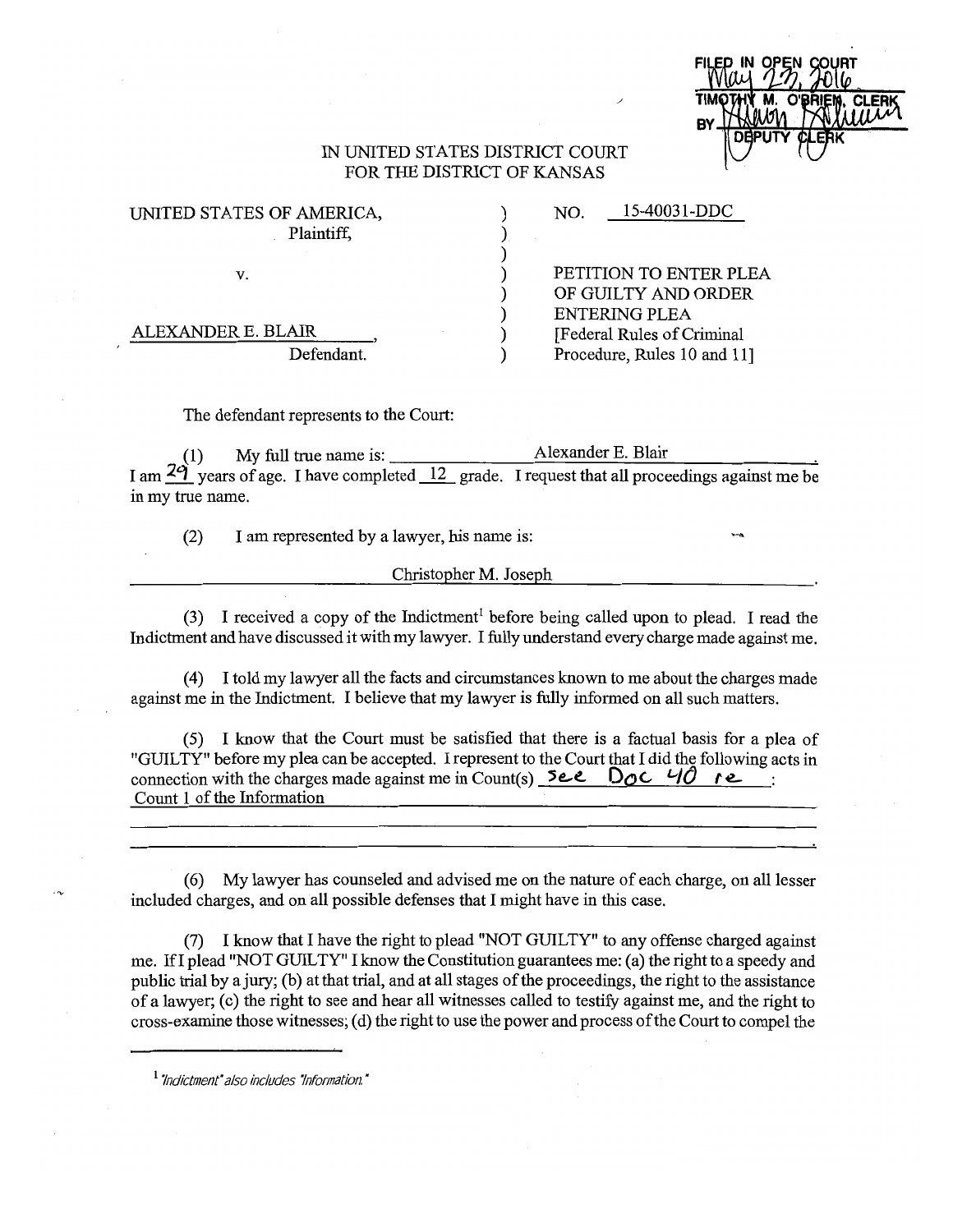FILED IN OPEN COURT
May 27, 2016
TIMOTHY M. O'BRIEN, CLERK
BY [signature]
DEPUTY CLERK

IN UNITED STATES DISTRICT COURT
FOR THE DISTRICT OF KANSAS

UNITED STATES OF AMERICA,
Plaintiff,

v.

ALEXANDER E. BLAIR,
Defendant.

NO. 15-40031-DDC

PETITION TO ENTER PLEA OF GUILTY AND ORDER ENTERING PLEA
[Federal Rules of Criminal Procedure, Rules 10 and 11]

The defendant represents to the Court:

(1) My full true name is: Alexander E. Blair. I am 29 years of age. I have completed 12 grade. I request that all proceedings against me be in my true name.

(2) I am represented by a lawyer, his name is:

Christopher M. Joseph.

(3) I received a copy of the Indictment[1] before being called upon to plead. I read the Indictment and have discussed it with my lawyer. I fully understand every charge made against me.

(4) I told my lawyer all the facts and circumstances known to me about the charges made against me in the Indictment. I believe that my lawyer is fully informed on all such matters.

(5) I know that the Court must be satisfied that there is a factual basis for a plea of "GUILTY" before my plea can be accepted. I represent to the Court that I did the following acts in connection with the charges made against me in Count(s) See Doc 40 re: Count 1 of the Information

(6) My lawyer has counseled and advised me on the nature of each charge, on all lesser included charges, and on all possible defenses that I might have in this case.

(7) I know that I have the right to plead "NOT GUILTY" to any offense charged against me. If I plead "NOT GUILTY" I know the Constitution guarantees me: (a) the right to a speedy and public trial by a jury; (b) at that trial, and at all stages of the proceedings, the right to the assistance of a lawyer; (c) the right to see and hear all witnesses called to testify against me, and the right to cross-examine those witnesses; (d) the right to use the power and process of the Court to compel the

[1] *"Indictment" also includes "Information."*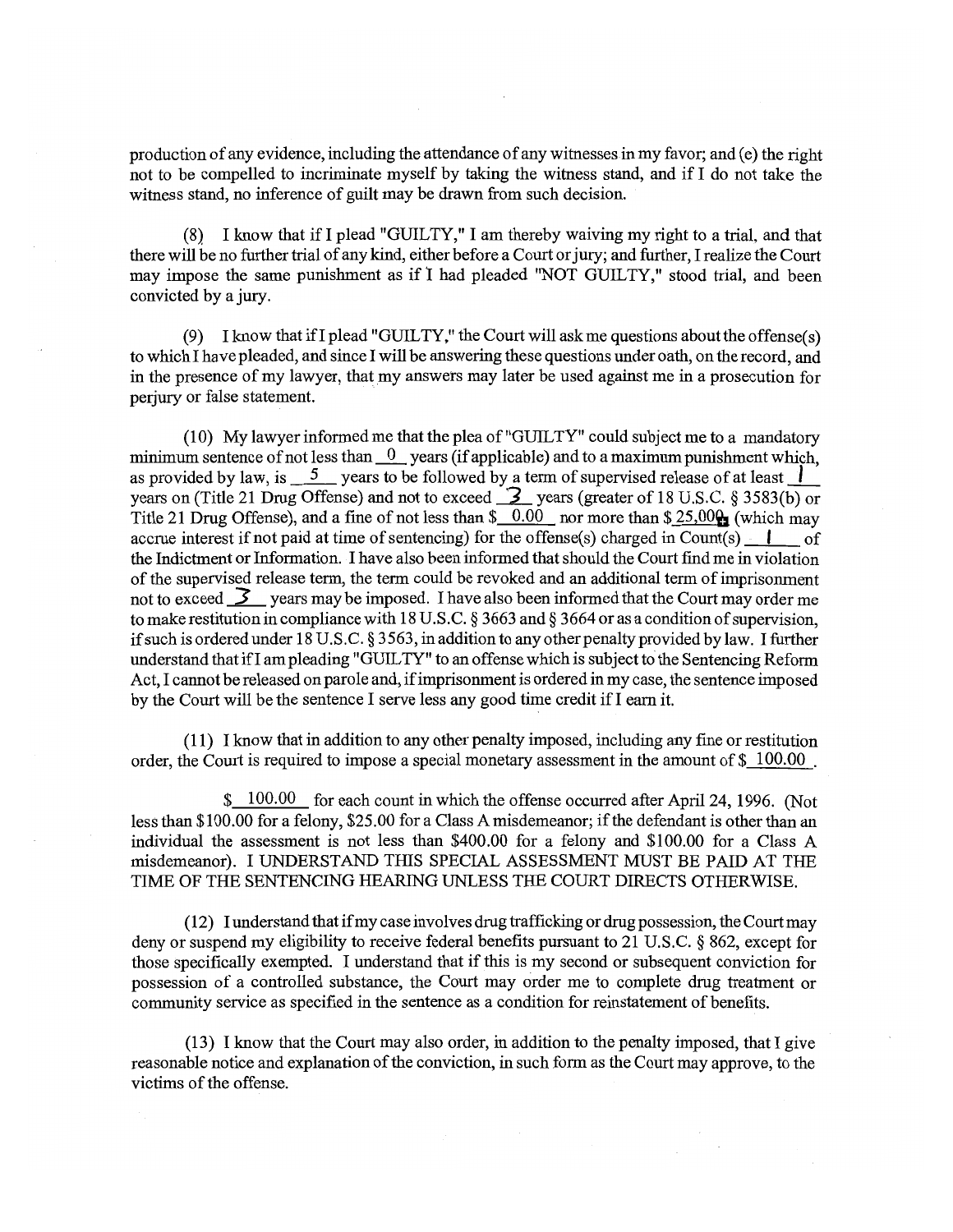production of any evidence, including the attendance of any witnesses in my favor; and (e) the right not to be compelled to incriminate myself by taking the witness stand, and if I do not take the witness stand, no inference of guilt may be drawn from such decision.

(8) I know that if I plead "GUILTY," I am thereby waiving my right to a trial, and that there will be no further trial of any kind, either before a Court or jury; and further, I realize the Court may impose the same punishment as if I had pleaded "NOT GUILTY," stood trial, and been convicted by a jury.

(9) I know that if I plead "GUILTY," the Court will ask me questions about the offense(s) to which I have pleaded, and since I will be answering these questions under oath, on the record, and in the presence of my lawyer, that my answers may later be used against me in a prosecution for perjury or false statement.

(10) My lawyer informed me that the plea of "GUILTY" could subject me to a mandatory minimum sentence of not less than \_0\_ years (if applicable) and to a maximum punishment which, as provided by law, is \_5\_ years to be followed by a term of supervised release of at least \_1\_ years on (Title 21 Drug Offense) and not to exceed \_3\_ years (greater of 18 U.S.C. § 3583(b) or Title 21 Drug Offense), and a fine of not less than $\_0.00\_ nor more than $\_25,000\_ (which may accrue interest if not paid at time of sentencing) for the offense(s) charged in Count(s) \_1\_ of the Indictment or Information. I have also been informed that should the Court find me in violation of the supervised release term, the term could be revoked and an additional term of imprisonment not to exceed \_3\_ years may be imposed. I have also been informed that the Court may order me to make restitution in compliance with 18 U.S.C. § 3663 and § 3664 or as a condition of supervision, if such is ordered under 18 U.S.C. § 3563, in addition to any other penalty provided by law. I further understand that if I am pleading "GUILTY" to an offense which is subject to the Sentencing Reform Act, I cannot be released on parole and, if imprisonment is ordered in my case, the sentence imposed by the Court will be the sentence I serve less any good time credit if I earn it.

(11) I know that in addition to any other penalty imposed, including any fine or restitution order, the Court is required to impose a special monetary assessment in the amount of $\_100.00\_.

$\_100.00\_ for each count in which the offense occurred after April 24, 1996. (Not less than $100.00 for a felony, $25.00 for a Class A misdemeanor; if the defendant is other than an individual the assessment is not less than $400.00 for a felony and $100.00 for a Class A misdemeanor). I UNDERSTAND THIS SPECIAL ASSESSMENT MUST BE PAID AT THE TIME OF THE SENTENCING HEARING UNLESS THE COURT DIRECTS OTHERWISE.

(12) I understand that if my case involves drug trafficking or drug possession, the Court may deny or suspend my eligibility to receive federal benefits pursuant to 21 U.S.C. § 862, except for those specifically exempted. I understand that if this is my second or subsequent conviction for possession of a controlled substance, the Court may order me to complete drug treatment or community service as specified in the sentence as a condition for reinstatement of benefits.

(13) I know that the Court may also order, in addition to the penalty imposed, that I give reasonable notice and explanation of the conviction, in such form as the Court may approve, to the victims of the offense.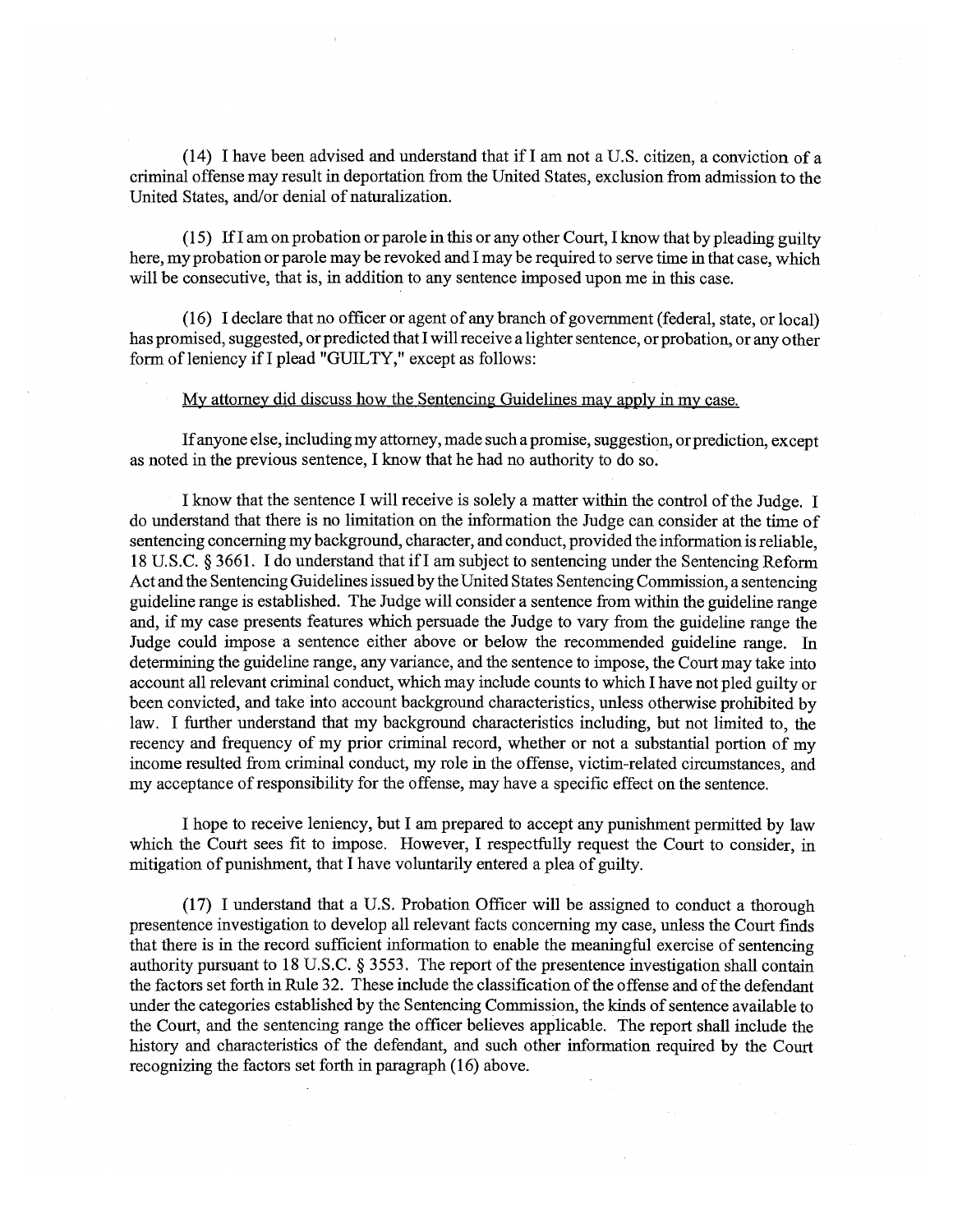(14) I have been advised and understand that if I am not a U.S. citizen, a conviction of a criminal offense may result in deportation from the United States, exclusion from admission to the United States, and/or denial of naturalization.

(15) If I am on probation or parole in this or any other Court, I know that by pleading guilty here, my probation or parole may be revoked and I may be required to serve time in that case, which will be consecutive, that is, in addition to any sentence imposed upon me in this case.

(16) I declare that no officer or agent of any branch of government (federal, state, or local) has promised, suggested, or predicted that I will receive a lighter sentence, or probation, or any other form of leniency if I plead "GUILTY," except as follows:

<u>My attorney did discuss how the Sentencing Guidelines may apply in my case.</u>

If anyone else, including my attorney, made such a promise, suggestion, or prediction, except as noted in the previous sentence, I know that he had no authority to do so.

I know that the sentence I will receive is solely a matter within the control of the Judge. I do understand that there is no limitation on the information the Judge can consider at the time of sentencing concerning my background, character, and conduct, provided the information is reliable, 18 U.S.C. § 3661. I do understand that if I am subject to sentencing under the Sentencing Reform Act and the Sentencing Guidelines issued by the United States Sentencing Commission, a sentencing guideline range is established. The Judge will consider a sentence from within the guideline range and, if my case presents features which persuade the Judge to vary from the guideline range the Judge could impose a sentence either above or below the recommended guideline range. In determining the guideline range, any variance, and the sentence to impose, the Court may take into account all relevant criminal conduct, which may include counts to which I have not pled guilty or been convicted, and take into account background characteristics, unless otherwise prohibited by law. I further understand that my background characteristics including, but not limited to, the recency and frequency of my prior criminal record, whether or not a substantial portion of my income resulted from criminal conduct, my role in the offense, victim-related circumstances, and my acceptance of responsibility for the offense, may have a specific effect on the sentence.

I hope to receive leniency, but I am prepared to accept any punishment permitted by law which the Court sees fit to impose. However, I respectfully request the Court to consider, in mitigation of punishment, that I have voluntarily entered a plea of guilty.

(17) I understand that a U.S. Probation Officer will be assigned to conduct a thorough presentence investigation to develop all relevant facts concerning my case, unless the Court finds that there is in the record sufficient information to enable the meaningful exercise of sentencing authority pursuant to 18 U.S.C. § 3553. The report of the presentence investigation shall contain the factors set forth in Rule 32. These include the classification of the offense and of the defendant under the categories established by the Sentencing Commission, the kinds of sentence available to the Court, and the sentencing range the officer believes applicable. The report shall include the history and characteristics of the defendant, and such other information required by the Court recognizing the factors set forth in paragraph (16) above.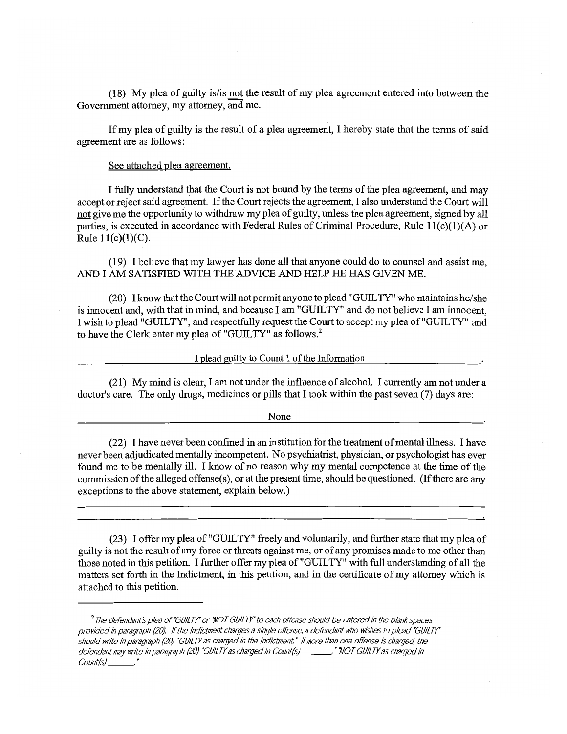(18) My plea of guilty is/is <u>not</u> the result of my plea agreement entered into between the Government attorney, my attorney, <u>and</u> me.

If my plea of guilty is the result of a plea agreement, I hereby state that the terms of said agreement are as follows:

<u>See attached plea agreement.</u>

I fully understand that the Court is not bound by the terms of the plea agreement, and may accept or reject said agreement. If the Court rejects the agreement, I also understand the Court will <u>not</u> give me the opportunity to withdraw my plea of guilty, unless the plea agreement, signed by all parties, is executed in accordance with Federal Rules of Criminal Procedure, Rule 11(c)(1)(A) or Rule 11(c)(1)(C).

(19) I believe that my lawyer has done all that anyone could do to counsel and assist me, AND I AM SATISFIED WITH THE ADVICE AND HELP HE HAS GIVEN ME.

(20) I know that the Court will not permit anyone to plead "GUILTY" who maintains he/she is innocent and, with that in mind, and because I am "GUILTY" and do not believe I am innocent, I wish to plead "GUILTY", and respectfully request the Court to accept my plea of "GUILTY" and to have the Clerk enter my plea of "GUILTY" as follows.[2]

<u>I plead guilty to Count 1 of the Information</u>.

(21) My mind is clear, I am not under the influence of alcohol. I currently am not under a doctor's care. The only drugs, medicines or pills that I took within the past seven (7) days are:

<u>None</u>.

(22) I have never been confined in an institution for the treatment of mental illness. I have never been adjudicated mentally incompetent. No psychiatrist, physician, or psychologist has ever found me to be mentally ill. I know of no reason why my mental competence at the time of the commission of the alleged offense(s), or at the present time, should be questioned. (If there are any exceptions to the above statement, explain below.)

______________________________________________________________________________

______________________________________________________________________________.

(23) I offer my plea of "GUILTY" freely and voluntarily, and further state that my plea of guilty is not the result of any force or threats against me, or of any promises made to me other than those noted in this petition. I further offer my plea of "GUILTY" with full understanding of all the matters set forth in the Indictment, in this petition, and in the certificate of my attorney which is attached to this petition.

---

[2] *The defendant's plea of "GUILTY" or "NOT GUILTY" to each offense should be entered in the blank spaces provided in paragraph (20). If the Indictment charges a single offense, a defendant who wishes to plead "GUILTY" should write in paragraph (20) "GUILTY as charged in the Indictment." If more than one offense is charged, the defendant may write in paragraph (20) "GUILTY as charged in Count(s) \_\_\_\_\_\_," "NOT GUILTY as charged in Count(s) \_\_\_\_\_\_."*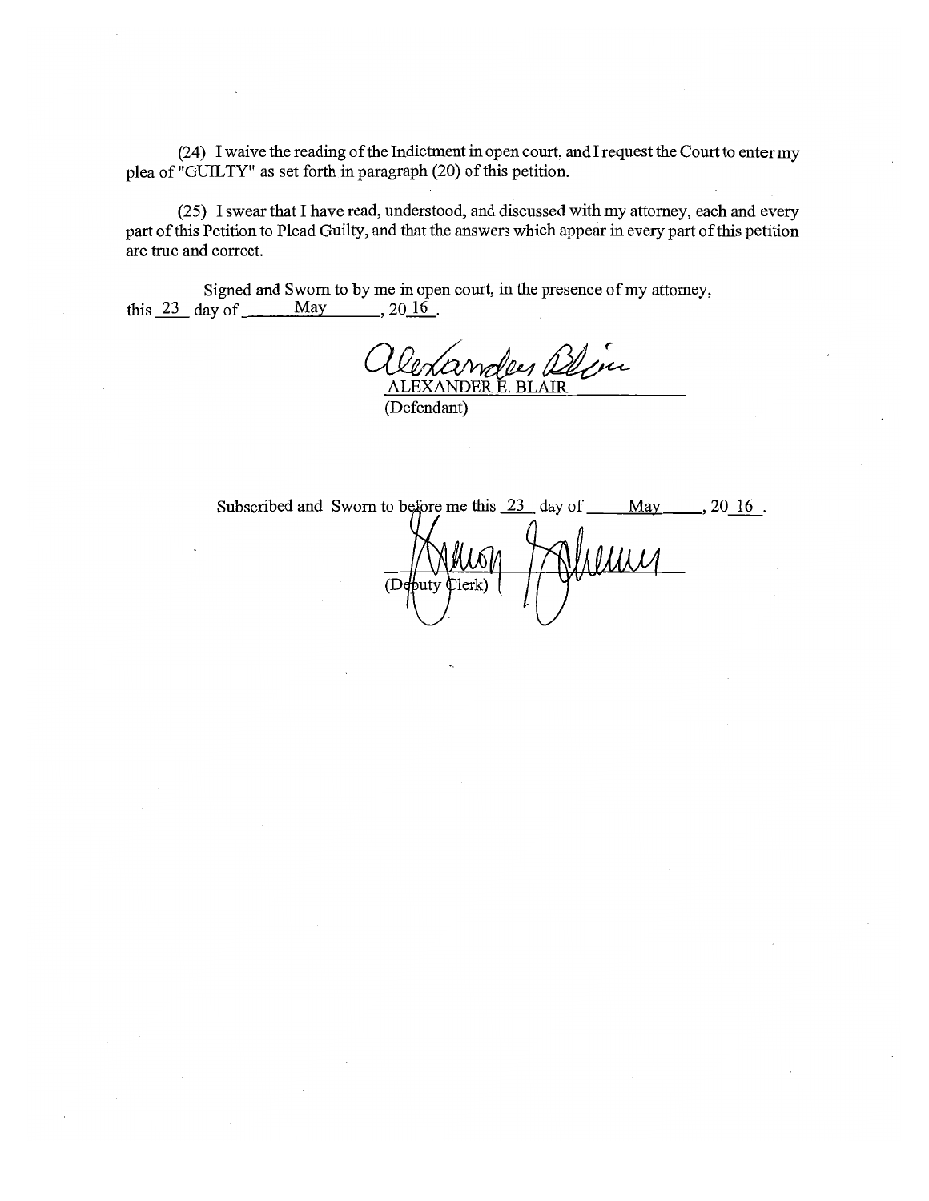(24) I waive the reading of the Indictment in open court, and I request the Court to enter my plea of "GUILTY" as set forth in paragraph (20) of this petition.

(25) I swear that I have read, understood, and discussed with my attorney, each and every part of this Petition to Plead Guilty, and that the answers which appear in every part of this petition are true and correct.

Signed and Sworn to by me in open court, in the presence of my attorney, this 23 day of May, 20 16.

ALEXANDER E. BLAIR
(Defendant)

Subscribed and Sworn to before me this 23 day of May, 20 16.

(Deputy Clerk)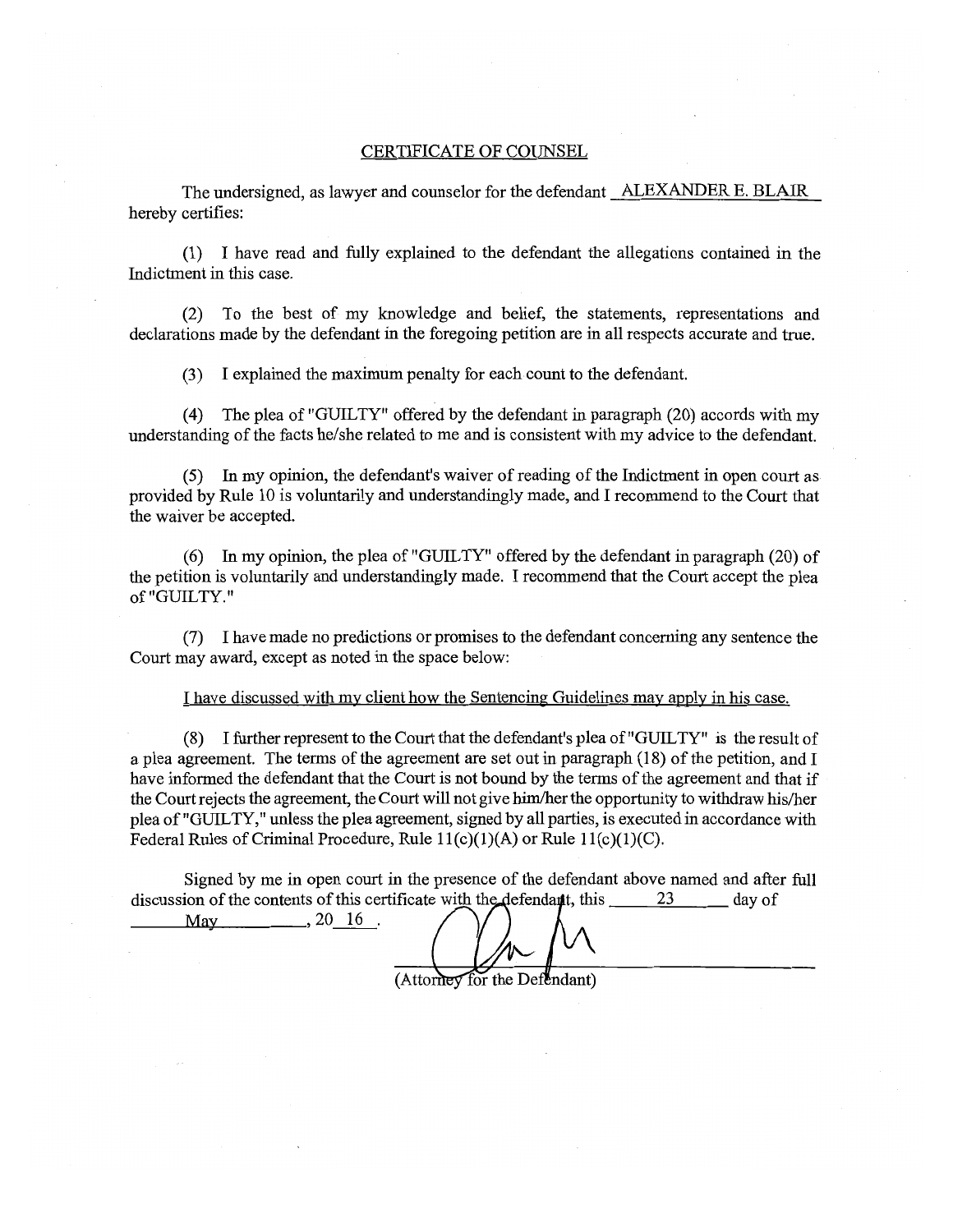## CERTIFICATE OF COUNSEL

The undersigned, as lawyer and counselor for the defendant ALEXANDER E. BLAIR hereby certifies:

(1) I have read and fully explained to the defendant the allegations contained in the Indictment in this case.

(2) To the best of my knowledge and belief, the statements, representations and declarations made by the defendant in the foregoing petition are in all respects accurate and true.

(3) I explained the maximum penalty for each count to the defendant.

(4) The plea of "GUILTY" offered by the defendant in paragraph (20) accords with my understanding of the facts he/she related to me and is consistent with my advice to the defendant.

(5) In my opinion, the defendant's waiver of reading of the Indictment in open court as provided by Rule 10 is voluntarily and understandingly made, and I recommend to the Court that the waiver be accepted.

(6) In my opinion, the plea of "GUILTY" offered by the defendant in paragraph (20) of the petition is voluntarily and understandingly made. I recommend that the Court accept the plea of "GUILTY."

(7) I have made no predictions or promises to the defendant concerning any sentence the Court may award, except as noted in the space below:

I have discussed with my client how the Sentencing Guidelines may apply in his case.

(8) I further represent to the Court that the defendant's plea of "GUILTY" is the result of a plea agreement. The terms of the agreement are set out in paragraph (18) of the petition, and I have informed the defendant that the Court is not bound by the terms of the agreement and that if the Court rejects the agreement, the Court will not give him/her the opportunity to withdraw his/her plea of "GUILTY," unless the plea agreement, signed by all parties, is executed in accordance with Federal Rules of Criminal Procedure, Rule 11(c)(1)(A) or Rule 11(c)(1)(C).

Signed by me in open court in the presence of the defendant above named and after full discussion of the contents of this certificate with the defendant, this 23 day of May, 20 16.

(Attorney for the Defendant)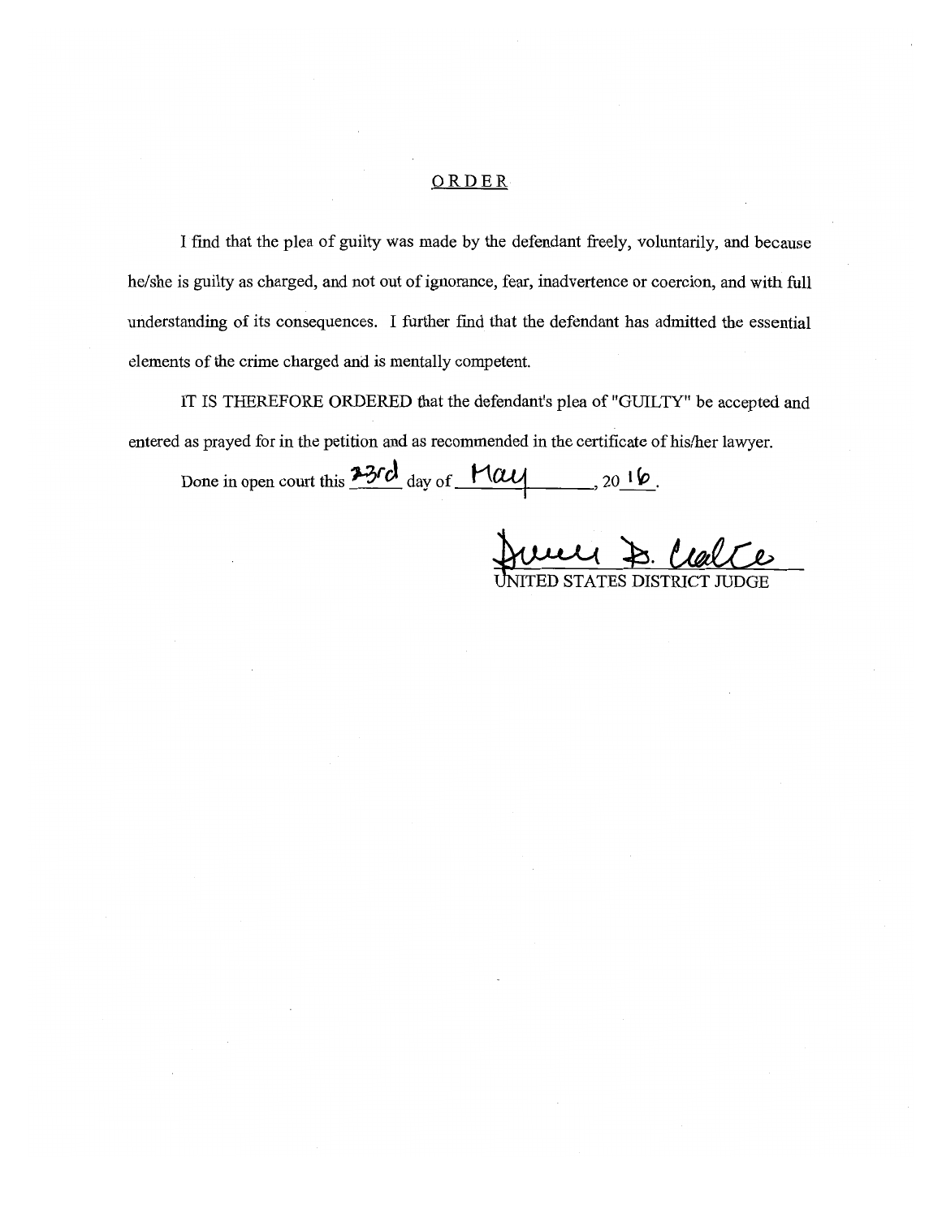## ORDER

I find that the plea of guilty was made by the defendant freely, voluntarily, and because he/she is guilty as charged, and not out of ignorance, fear, inadvertence or coercion, and with full understanding of its consequences. I further find that the defendant has admitted the essential elements of the crime charged and is mentally competent.

IT IS THEREFORE ORDERED that the defendant's plea of "GUILTY" be accepted and entered as prayed for in the petition and as recommended in the certificate of his/her lawyer.

Done in open court this 23rd day of May, 2016.

UNITED STATES DISTRICT JUDGE